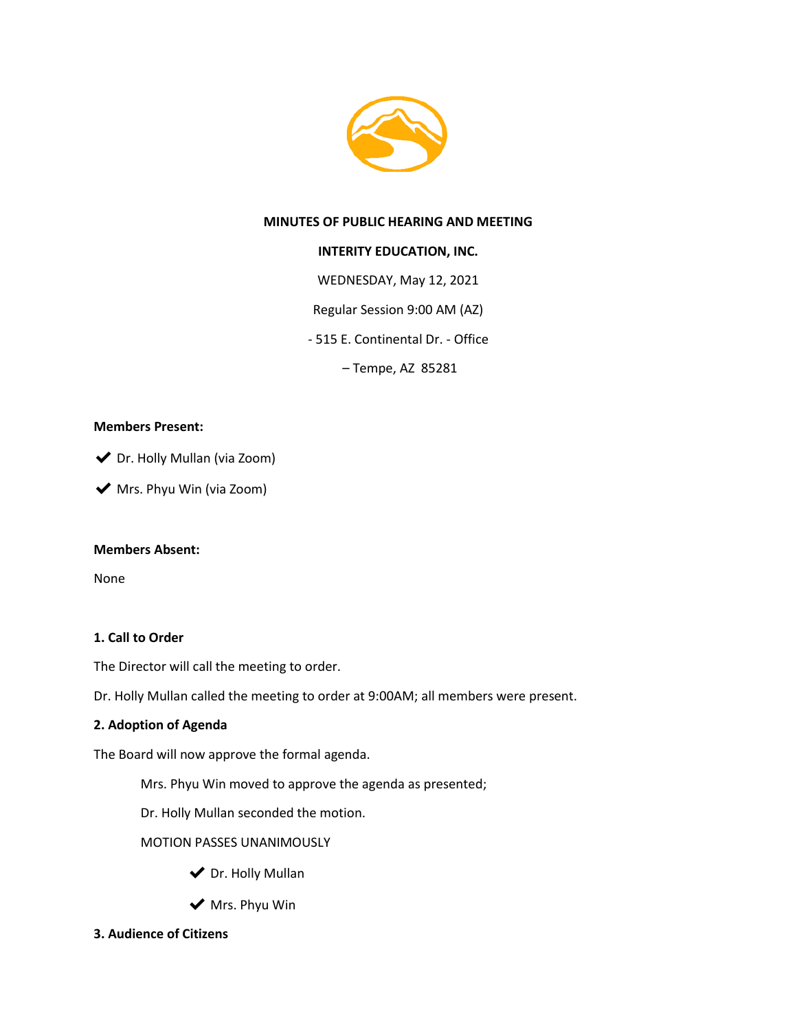**MINUTES OF PUBLIC HEARING AND MEETING**

**INTERITY EDUCATION, INC.**

WEDNESDAY, May 12, 2021

Regular Session 9:00 AM (AZ)

- 515 E. Continental Dr. - Office

– Tempe, AZ 85281

**Members Present:**

✔ Dr. Holly Mullan (via Zoom)

✔ Mrs. Phyu Win (via Zoom)

**Members Absent:**

None

**1. Call to Order**

The Director will call the meeting to order.

Dr. Holly Mullan called the meeting to order at 9:00AM; all members were present.

**2. Adoption of Agenda**

The Board will now approve the formal agenda.

Mrs. Phyu Win moved to approve the agenda as presented;

Dr. Holly Mullan seconded the motion.

MOTION PASSES UNANIMOUSLY

✔ Dr. Holly Mullan

✔ Mrs. Phyu Win

**3. Audience of Citizens**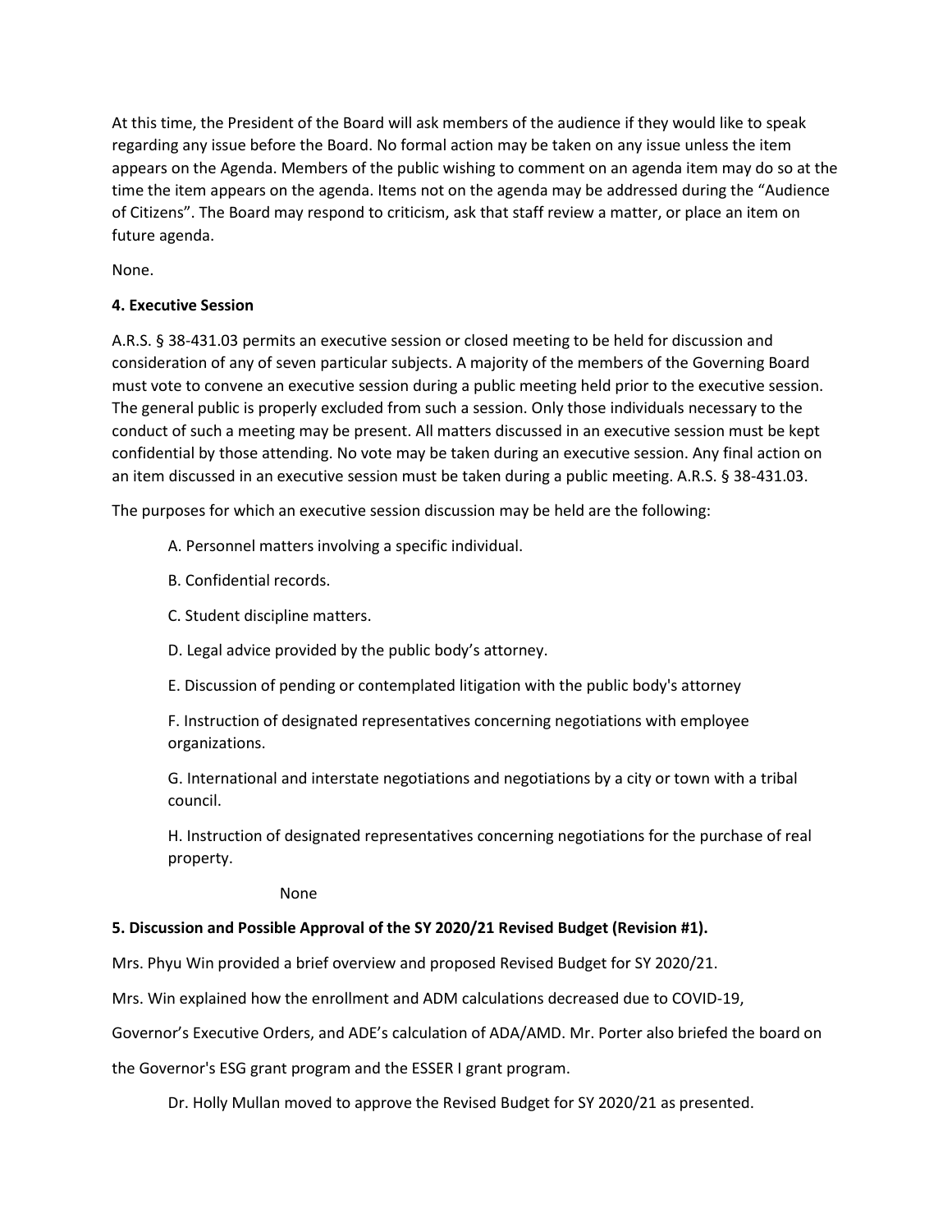At this time, the President of the Board will ask members of the audience if they would like to speak regarding any issue before the Board. No formal action may be taken on any issue unless the item appears on the Agenda. Members of the public wishing to comment on an agenda item may do so at the time the item appears on the agenda. Items not on the agenda may be addressed during the "Audience of Citizens". The Board may respond to criticism, ask that staff review a matter, or place an item on future agenda.

None.

**4. Executive Session**

A.R.S. § 38-431.03 permits an executive session or closed meeting to be held for discussion and consideration of any of seven particular subjects. A majority of the members of the Governing Board must vote to convene an executive session during a public meeting held prior to the executive session. The general public is properly excluded from such a session. Only those individuals necessary to the conduct of such a meeting may be present. All matters discussed in an executive session must be kept confidential by those attending. No vote may be taken during an executive session. Any final action on an item discussed in an executive session must be taken during a public meeting. A.R.S. § 38-431.03.

The purposes for which an executive session discussion may be held are the following:

A. Personnel matters involving a specific individual.

B. Confidential records.

C. Student discipline matters.

D. Legal advice provided by the public body's attorney.

E. Discussion of pending or contemplated litigation with the public body's attorney

F. Instruction of designated representatives concerning negotiations with employee organizations.

G. International and interstate negotiations and negotiations by a city or town with a tribal council.

H. Instruction of designated representatives concerning negotiations for the purchase of real property.

None

**5. Discussion and Possible Approval of the SY 2020/21 Revised Budget (Revision #1).**

Mrs. Phyu Win provided a brief overview and proposed Revised Budget for SY 2020/21.

Mrs. Win explained how the enrollment and ADM calculations decreased due to COVID-19, Governor's Executive Orders, and ADE's calculation of ADA/AMD. Mr. Porter also briefed the board on the Governor's ESG grant program and the ESSER I grant program.

Dr. Holly Mullan moved to approve the Revised Budget for SY 2020/21 as presented.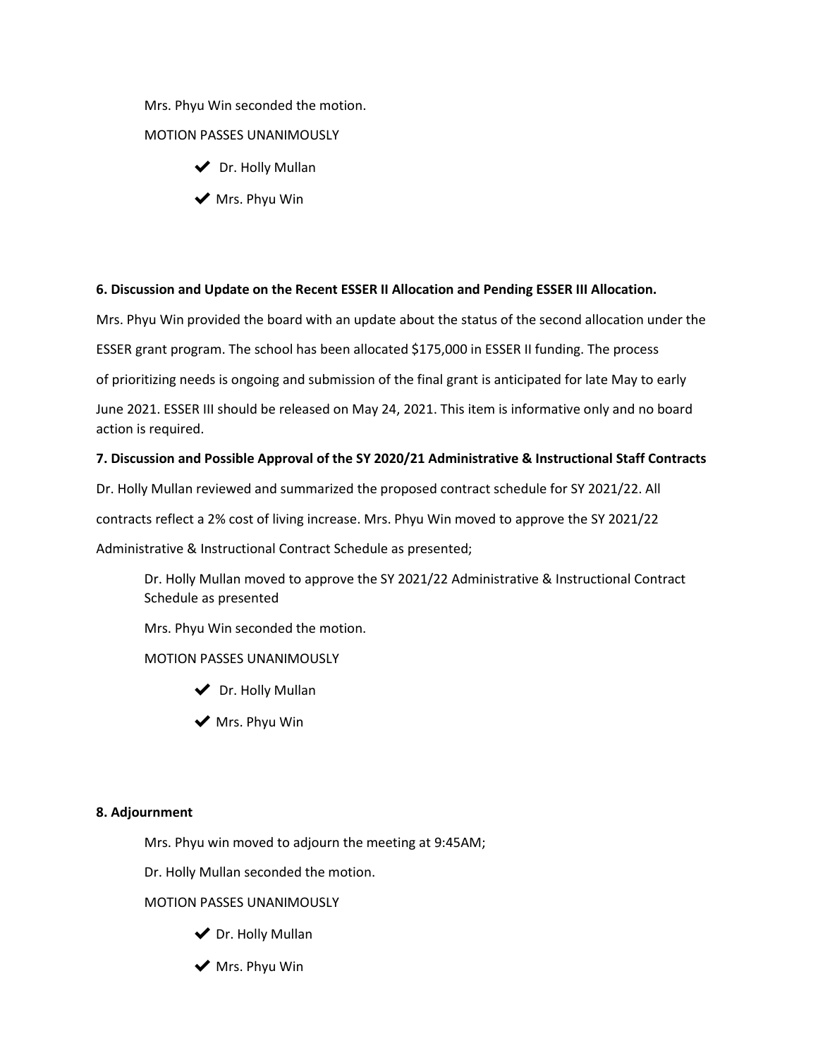Mrs. Phyu Win seconded the motion.

MOTION PASSES UNANIMOUSLY

- ✔ Dr. Holly Mullan
- ✔ Mrs. Phyu Win

**6. Discussion and Update on the Recent ESSER II Allocation and Pending ESSER III Allocation.**

Mrs. Phyu Win provided the board with an update about the status of the second allocation under the ESSER grant program. The school has been allocated $175,000 in ESSER II funding. The process of prioritizing needs is ongoing and submission of the final grant is anticipated for late May to early June 2021. ESSER III should be released on May 24, 2021. This item is informative only and no board action is required.

**7. Discussion and Possible Approval of the SY 2020/21 Administrative & Instructional Staff Contracts**

Dr. Holly Mullan reviewed and summarized the proposed contract schedule for SY 2021/22. All contracts reflect a 2% cost of living increase. Mrs. Phyu Win moved to approve the SY 2021/22 Administrative & Instructional Contract Schedule as presented;

Dr. Holly Mullan moved to approve the SY 2021/22 Administrative & Instructional Contract Schedule as presented

Mrs. Phyu Win seconded the motion.

MOTION PASSES UNANIMOUSLY

- ✔ Dr. Holly Mullan
- ✔ Mrs. Phyu Win

**8. Adjournment**

Mrs. Phyu win moved to adjourn the meeting at 9:45AM;

Dr. Holly Mullan seconded the motion.

MOTION PASSES UNANIMOUSLY

- ✔ Dr. Holly Mullan
- ✔ Mrs. Phyu Win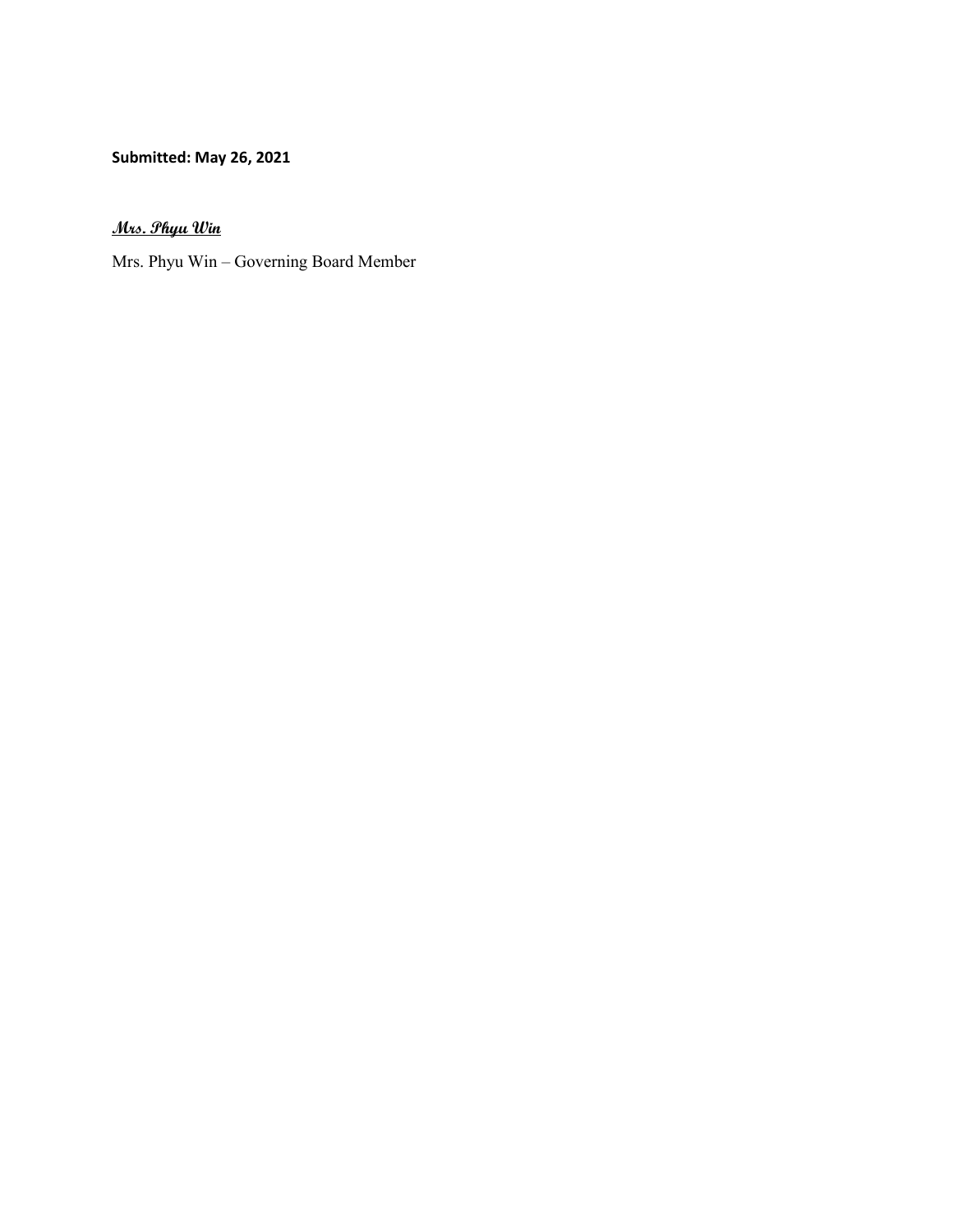**Submitted: May 26, 2021**

***<u>Mrs. Phyu Win</u>***

Mrs. Phyu Win – Governing Board Member